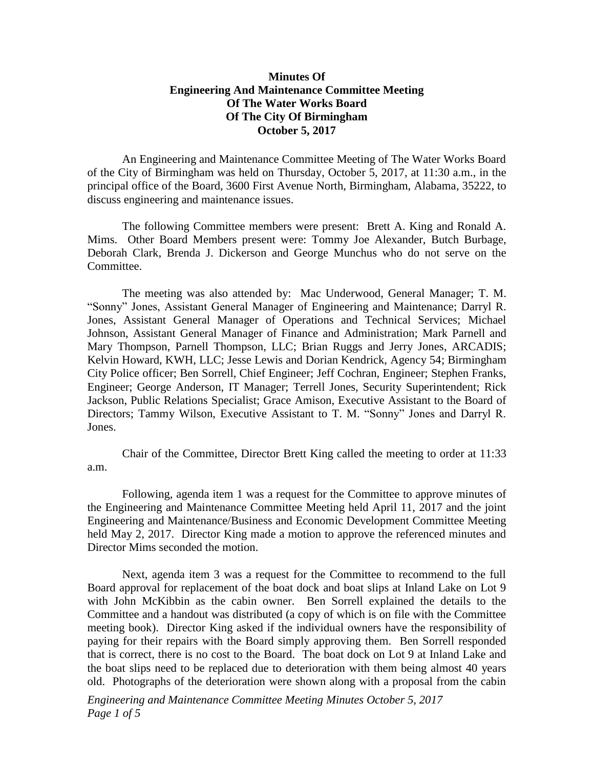# Minutes Of
# Engineering And Maintenance Committee Meeting
# Of The Water Works Board
# Of The City Of Birmingham
# October 5, 2017

An Engineering and Maintenance Committee Meeting of The Water Works Board of the City of Birmingham was held on Thursday, October 5, 2017, at 11:30 a.m., in the principal office of the Board, 3600 First Avenue North, Birmingham, Alabama, 35222, to discuss engineering and maintenance issues.

The following Committee members were present: Brett A. King and Ronald A. Mims. Other Board Members present were: Tommy Joe Alexander, Butch Burbage, Deborah Clark, Brenda J. Dickerson and George Munchus who do not serve on the Committee.

The meeting was also attended by: Mac Underwood, General Manager; T. M. "Sonny" Jones, Assistant General Manager of Engineering and Maintenance; Darryl R. Jones, Assistant General Manager of Operations and Technical Services; Michael Johnson, Assistant General Manager of Finance and Administration; Mark Parnell and Mary Thompson, Parnell Thompson, LLC; Brian Ruggs and Jerry Jones, ARCADIS; Kelvin Howard, KWH, LLC; Jesse Lewis and Dorian Kendrick, Agency 54; Birmingham City Police officer; Ben Sorrell, Chief Engineer; Jeff Cochran, Engineer; Stephen Franks, Engineer; George Anderson, IT Manager; Terrell Jones, Security Superintendent; Rick Jackson, Public Relations Specialist; Grace Amison, Executive Assistant to the Board of Directors; Tammy Wilson, Executive Assistant to T. M. "Sonny" Jones and Darryl R. Jones.

Chair of the Committee, Director Brett King called the meeting to order at 11:33 a.m.

Following, agenda item 1 was a request for the Committee to approve minutes of the Engineering and Maintenance Committee Meeting held April 11, 2017 and the joint Engineering and Maintenance/Business and Economic Development Committee Meeting held May 2, 2017. Director King made a motion to approve the referenced minutes and Director Mims seconded the motion.

Next, agenda item 3 was a request for the Committee to recommend to the full Board approval for replacement of the boat dock and boat slips at Inland Lake on Lot 9 with John McKibbin as the cabin owner. Ben Sorrell explained the details to the Committee and a handout was distributed (a copy of which is on file with the Committee meeting book). Director King asked if the individual owners have the responsibility of paying for their repairs with the Board simply approving them. Ben Sorrell responded that is correct, there is no cost to the Board. The boat dock on Lot 9 at Inland Lake and the boat slips need to be replaced due to deterioration with them being almost 40 years old. Photographs of the deterioration were shown along with a proposal from the cabin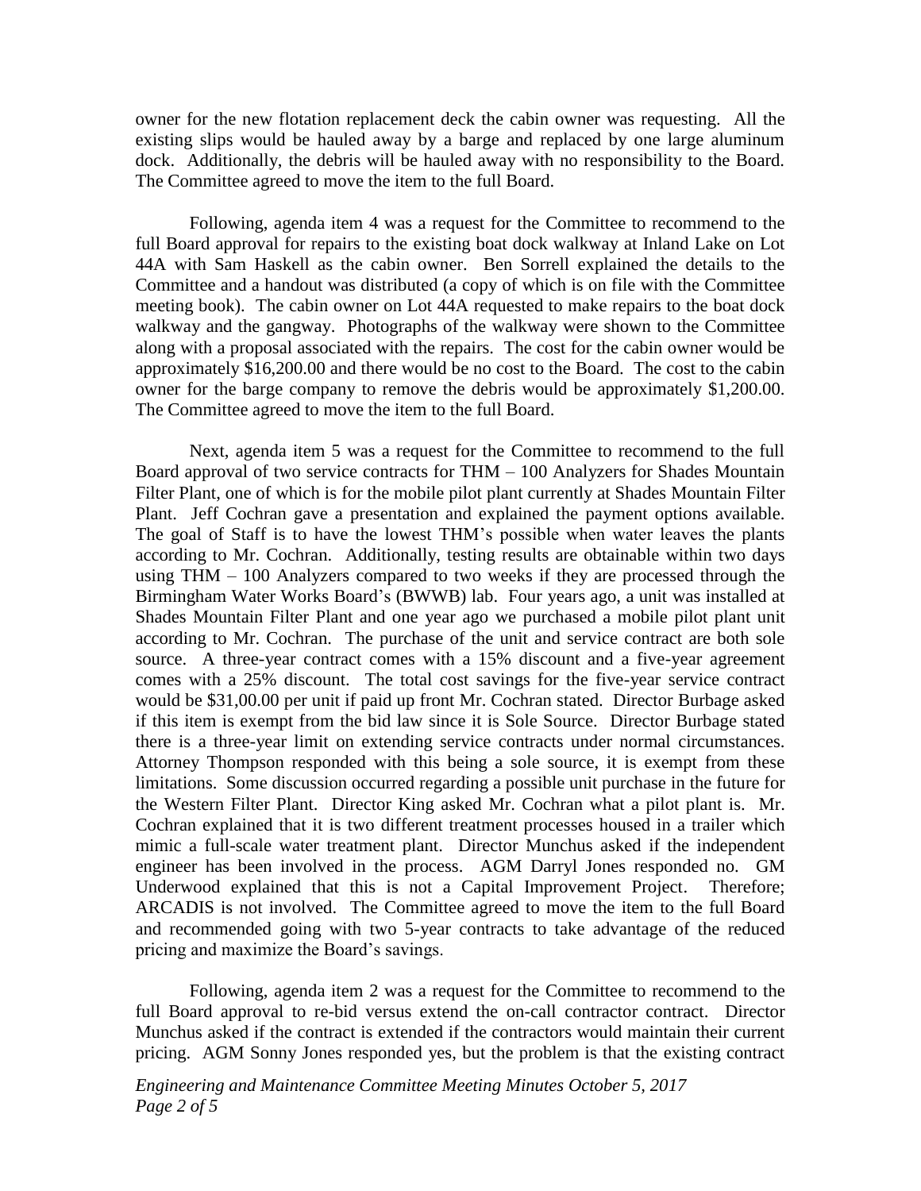owner for the new flotation replacement deck the cabin owner was requesting. All the existing slips would be hauled away by a barge and replaced by one large aluminum dock. Additionally, the debris will be hauled away with no responsibility to the Board. The Committee agreed to move the item to the full Board.

Following, agenda item 4 was a request for the Committee to recommend to the full Board approval for repairs to the existing boat dock walkway at Inland Lake on Lot 44A with Sam Haskell as the cabin owner. Ben Sorrell explained the details to the Committee and a handout was distributed (a copy of which is on file with the Committee meeting book). The cabin owner on Lot 44A requested to make repairs to the boat dock walkway and the gangway. Photographs of the walkway were shown to the Committee along with a proposal associated with the repairs. The cost for the cabin owner would be approximately $16,200.00 and there would be no cost to the Board. The cost to the cabin owner for the barge company to remove the debris would be approximately $1,200.00. The Committee agreed to move the item to the full Board.

Next, agenda item 5 was a request for the Committee to recommend to the full Board approval of two service contracts for THM – 100 Analyzers for Shades Mountain Filter Plant, one of which is for the mobile pilot plant currently at Shades Mountain Filter Plant. Jeff Cochran gave a presentation and explained the payment options available. The goal of Staff is to have the lowest THM's possible when water leaves the plants according to Mr. Cochran. Additionally, testing results are obtainable within two days using THM – 100 Analyzers compared to two weeks if they are processed through the Birmingham Water Works Board's (BWWB) lab. Four years ago, a unit was installed at Shades Mountain Filter Plant and one year ago we purchased a mobile pilot plant unit according to Mr. Cochran. The purchase of the unit and service contract are both sole source. A three-year contract comes with a 15% discount and a five-year agreement comes with a 25% discount. The total cost savings for the five-year service contract would be $31,00.00 per unit if paid up front Mr. Cochran stated. Director Burbage asked if this item is exempt from the bid law since it is Sole Source. Director Burbage stated there is a three-year limit on extending service contracts under normal circumstances. Attorney Thompson responded with this being a sole source, it is exempt from these limitations. Some discussion occurred regarding a possible unit purchase in the future for the Western Filter Plant. Director King asked Mr. Cochran what a pilot plant is. Mr. Cochran explained that it is two different treatment processes housed in a trailer which mimic a full-scale water treatment plant. Director Munchus asked if the independent engineer has been involved in the process. AGM Darryl Jones responded no. GM Underwood explained that this is not a Capital Improvement Project. Therefore; ARCADIS is not involved. The Committee agreed to move the item to the full Board and recommended going with two 5-year contracts to take advantage of the reduced pricing and maximize the Board's savings.

Following, agenda item 2 was a request for the Committee to recommend to the full Board approval to re-bid versus extend the on-call contractor contract. Director Munchus asked if the contract is extended if the contractors would maintain their current pricing. AGM Sonny Jones responded yes, but the problem is that the existing contract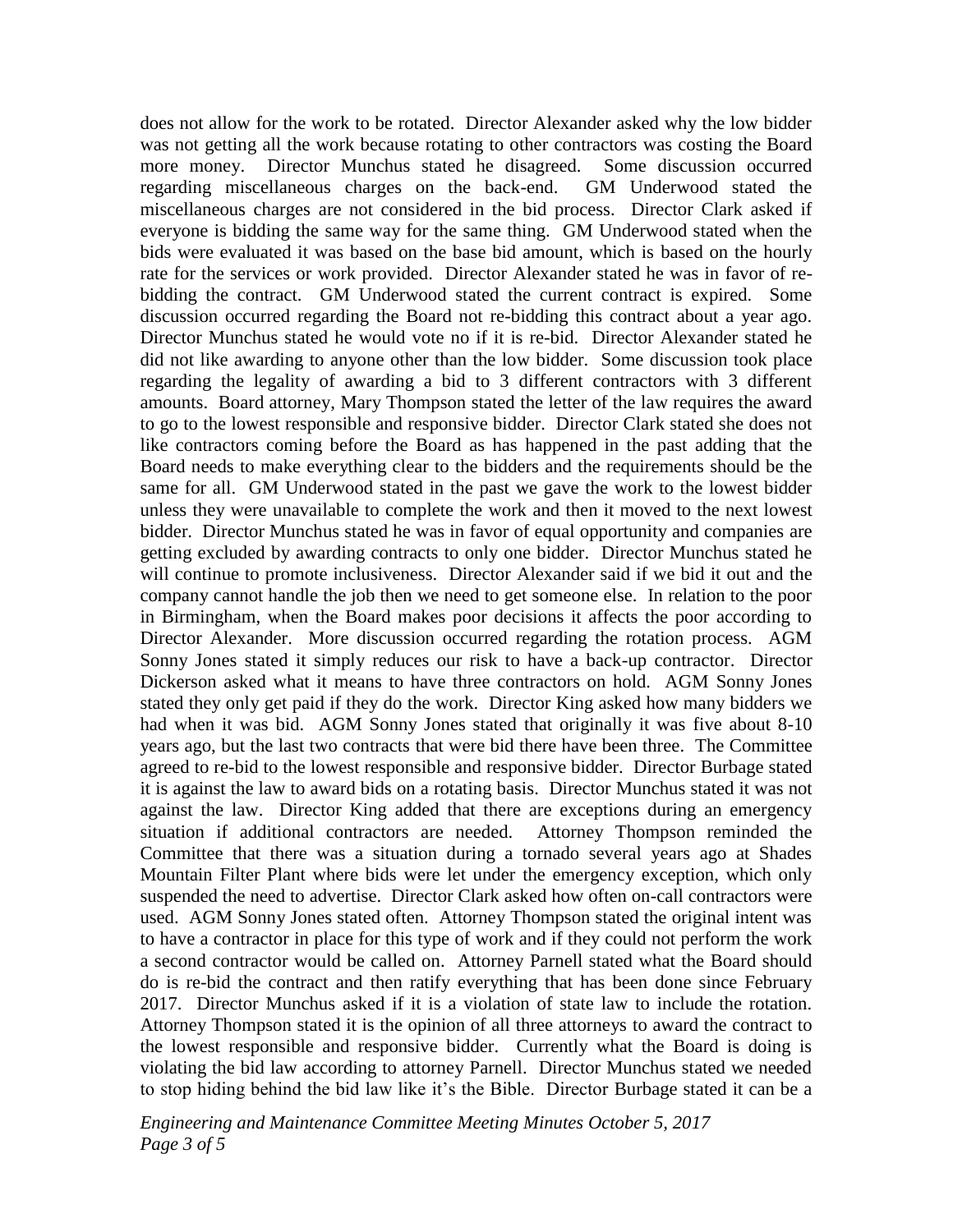does not allow for the work to be rotated. Director Alexander asked why the low bidder was not getting all the work because rotating to other contractors was costing the Board more money. Director Munchus stated he disagreed. Some discussion occurred regarding miscellaneous charges on the back-end. GM Underwood stated the miscellaneous charges are not considered in the bid process. Director Clark asked if everyone is bidding the same way for the same thing. GM Underwood stated when the bids were evaluated it was based on the base bid amount, which is based on the hourly rate for the services or work provided. Director Alexander stated he was in favor of re-bidding the contract. GM Underwood stated the current contract is expired. Some discussion occurred regarding the Board not re-bidding this contract about a year ago. Director Munchus stated he would vote no if it is re-bid. Director Alexander stated he did not like awarding to anyone other than the low bidder. Some discussion took place regarding the legality of awarding a bid to 3 different contractors with 3 different amounts. Board attorney, Mary Thompson stated the letter of the law requires the award to go to the lowest responsible and responsive bidder. Director Clark stated she does not like contractors coming before the Board as has happened in the past adding that the Board needs to make everything clear to the bidders and the requirements should be the same for all. GM Underwood stated in the past we gave the work to the lowest bidder unless they were unavailable to complete the work and then it moved to the next lowest bidder. Director Munchus stated he was in favor of equal opportunity and companies are getting excluded by awarding contracts to only one bidder. Director Munchus stated he will continue to promote inclusiveness. Director Alexander said if we bid it out and the company cannot handle the job then we need to get someone else. In relation to the poor in Birmingham, when the Board makes poor decisions it affects the poor according to Director Alexander. More discussion occurred regarding the rotation process. AGM Sonny Jones stated it simply reduces our risk to have a back-up contractor. Director Dickerson asked what it means to have three contractors on hold. AGM Sonny Jones stated they only get paid if they do the work. Director King asked how many bidders we had when it was bid. AGM Sonny Jones stated that originally it was five about 8-10 years ago, but the last two contracts that were bid there have been three. The Committee agreed to re-bid to the lowest responsible and responsive bidder. Director Burbage stated it is against the law to award bids on a rotating basis. Director Munchus stated it was not against the law. Director King added that there are exceptions during an emergency situation if additional contractors are needed. Attorney Thompson reminded the Committee that there was a situation during a tornado several years ago at Shades Mountain Filter Plant where bids were let under the emergency exception, which only suspended the need to advertise. Director Clark asked how often on-call contractors were used. AGM Sonny Jones stated often. Attorney Thompson stated the original intent was to have a contractor in place for this type of work and if they could not perform the work a second contractor would be called on. Attorney Parnell stated what the Board should do is re-bid the contract and then ratify everything that has been done since February 2017. Director Munchus asked if it is a violation of state law to include the rotation. Attorney Thompson stated it is the opinion of all three attorneys to award the contract to the lowest responsible and responsive bidder. Currently what the Board is doing is violating the bid law according to attorney Parnell. Director Munchus stated we needed to stop hiding behind the bid law like it's the Bible. Director Burbage stated it can be a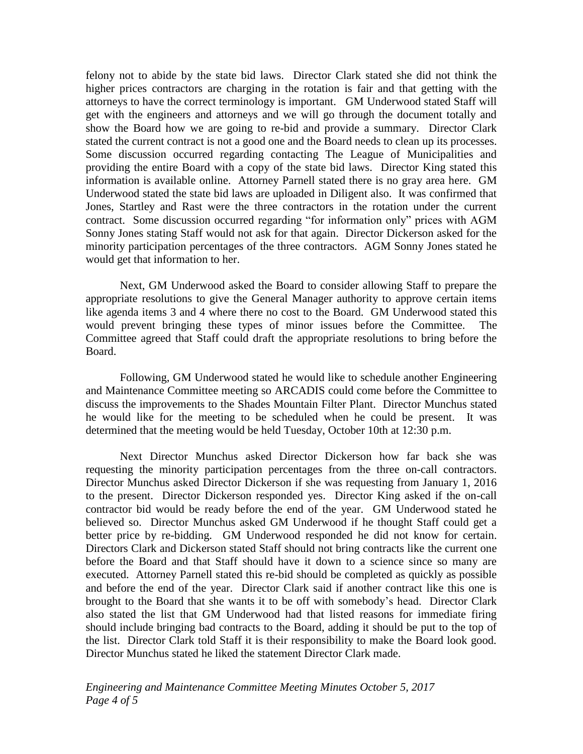felony not to abide by the state bid laws. Director Clark stated she did not think the higher prices contractors are charging in the rotation is fair and that getting with the attorneys to have the correct terminology is important. GM Underwood stated Staff will get with the engineers and attorneys and we will go through the document totally and show the Board how we are going to re-bid and provide a summary. Director Clark stated the current contract is not a good one and the Board needs to clean up its processes. Some discussion occurred regarding contacting The League of Municipalities and providing the entire Board with a copy of the state bid laws. Director King stated this information is available online. Attorney Parnell stated there is no gray area here. GM Underwood stated the state bid laws are uploaded in Diligent also. It was confirmed that Jones, Startley and Rast were the three contractors in the rotation under the current contract. Some discussion occurred regarding "for information only" prices with AGM Sonny Jones stating Staff would not ask for that again. Director Dickerson asked for the minority participation percentages of the three contractors. AGM Sonny Jones stated he would get that information to her.

Next, GM Underwood asked the Board to consider allowing Staff to prepare the appropriate resolutions to give the General Manager authority to approve certain items like agenda items 3 and 4 where there no cost to the Board. GM Underwood stated this would prevent bringing these types of minor issues before the Committee. The Committee agreed that Staff could draft the appropriate resolutions to bring before the Board.

Following, GM Underwood stated he would like to schedule another Engineering and Maintenance Committee meeting so ARCADIS could come before the Committee to discuss the improvements to the Shades Mountain Filter Plant. Director Munchus stated he would like for the meeting to be scheduled when he could be present. It was determined that the meeting would be held Tuesday, October 10th at 12:30 p.m.

Next Director Munchus asked Director Dickerson how far back she was requesting the minority participation percentages from the three on-call contractors. Director Munchus asked Director Dickerson if she was requesting from January 1, 2016 to the present. Director Dickerson responded yes. Director King asked if the on-call contractor bid would be ready before the end of the year. GM Underwood stated he believed so. Director Munchus asked GM Underwood if he thought Staff could get a better price by re-bidding. GM Underwood responded he did not know for certain. Directors Clark and Dickerson stated Staff should not bring contracts like the current one before the Board and that Staff should have it down to a science since so many are executed. Attorney Parnell stated this re-bid should be completed as quickly as possible and before the end of the year. Director Clark said if another contract like this one is brought to the Board that she wants it to be off with somebody's head. Director Clark also stated the list that GM Underwood had that listed reasons for immediate firing should include bringing bad contracts to the Board, adding it should be put to the top of the list. Director Clark told Staff it is their responsibility to make the Board look good. Director Munchus stated he liked the statement Director Clark made.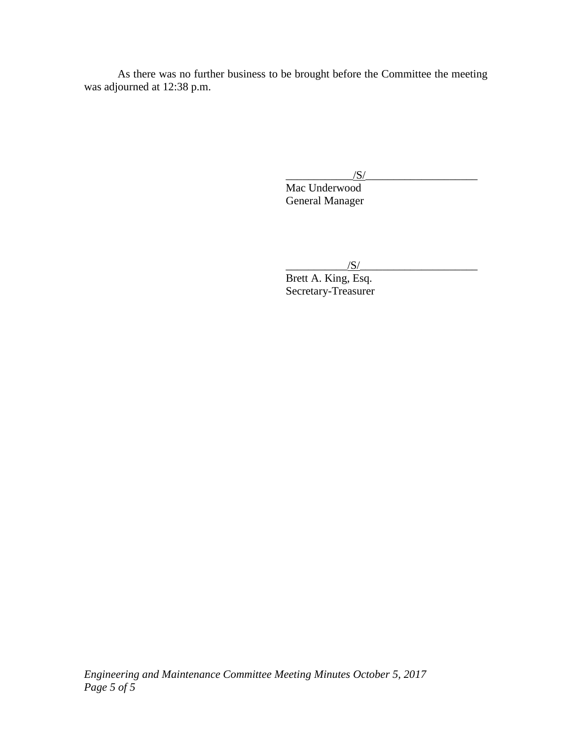As there was no further business to be brought before the Committee the meeting was adjourned at 12:38 p.m.

____________/S/_____________________
Mac Underwood
General Manager

___________/S/______________________
Brett A. King, Esq.
Secretary-Treasurer